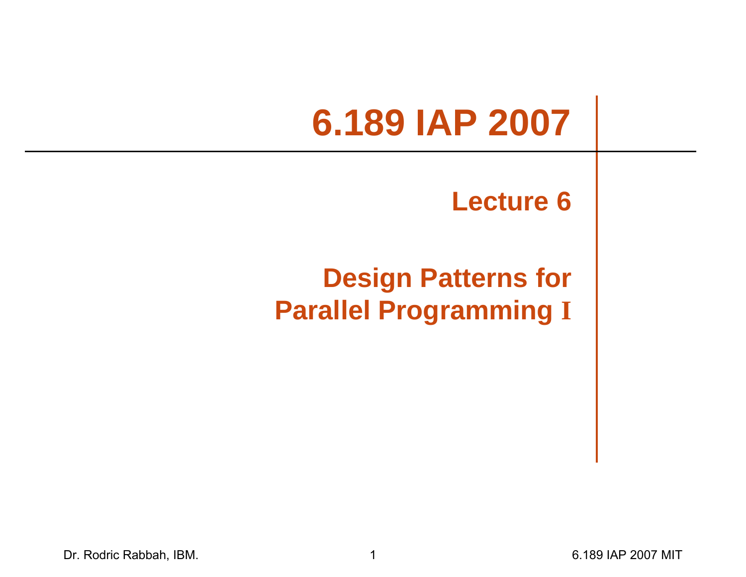# 6.189 IAP 2007

## Lecture 6

## Design Patterns for Parallel Programming I

Dr. Rodric Rabbah, IBM.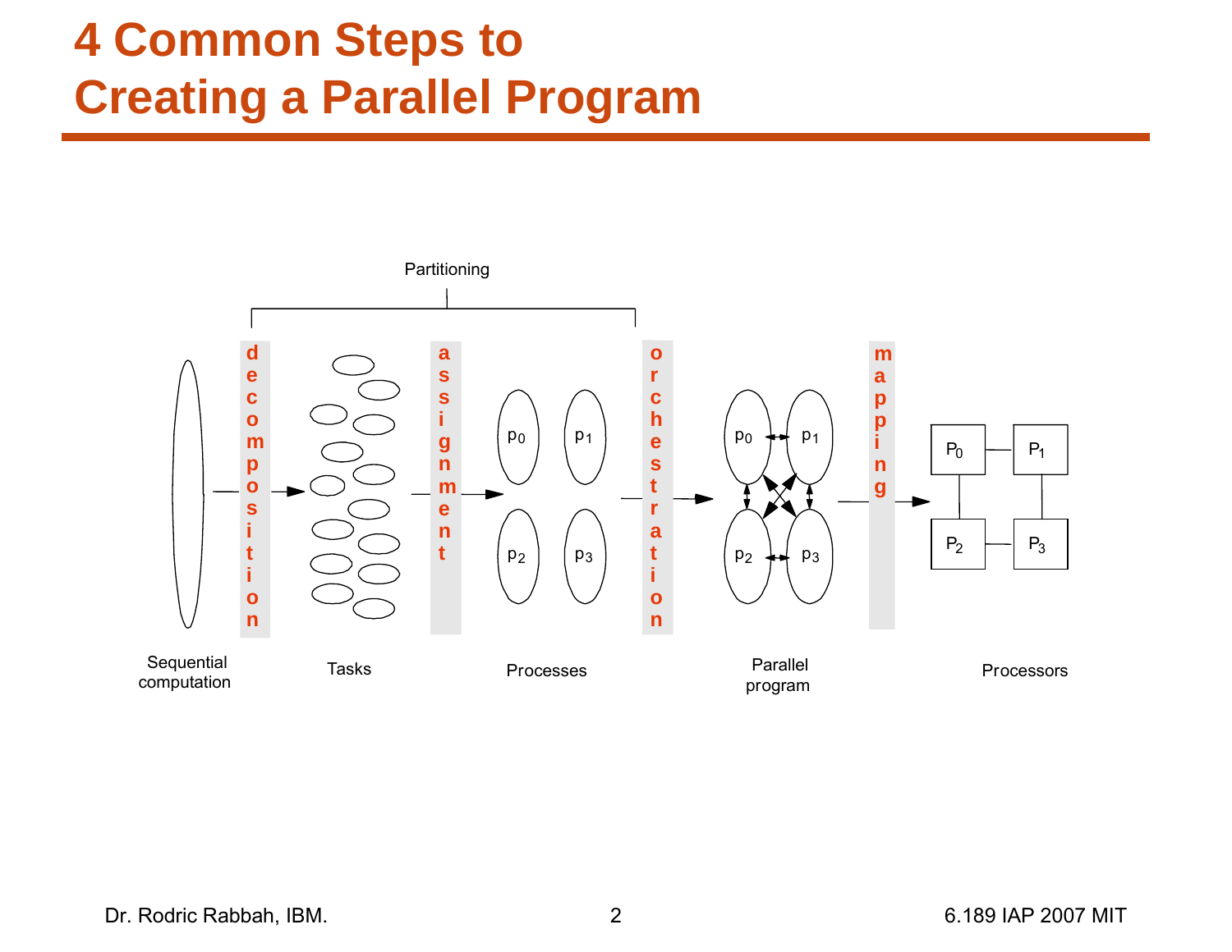# 4 Common Steps to Creating a Parallel Program

Partitioning

Sequential computation → **decomposition** → Tasks → **assignment** → Processes → **orchestration** → Parallel program → **mapping** → Processors

Processes: $p_0$, $p_1$, $p_2$, $p_3$

Parallel program: $p_0$, $p_1$, $p_2$, $p_3$

Processors: $P_0$, $P_1$, $P_2$, $P_3$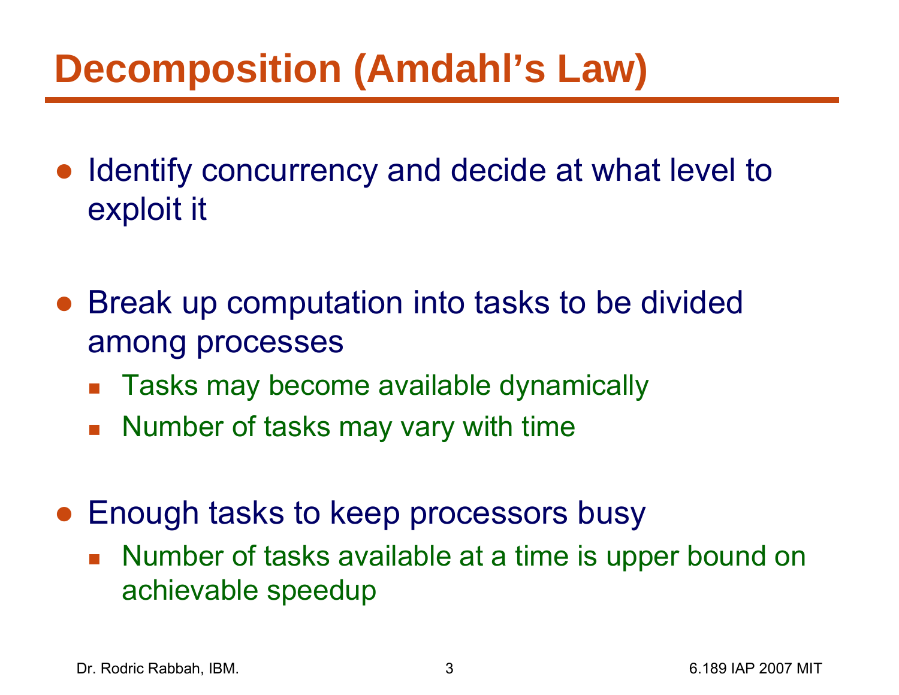# Decomposition (Amdahl's Law)

- Identify concurrency and decide at what level to exploit it

- Break up computation into tasks to be divided among processes
  - Tasks may become available dynamically
  - Number of tasks may vary with time

- Enough tasks to keep processors busy
  - Number of tasks available at a time is upper bound on achievable speedup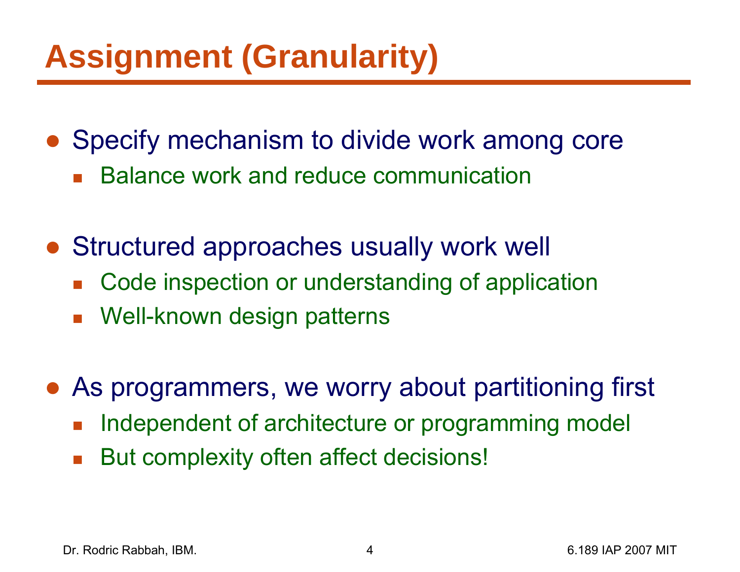# Assignment (Granularity)

- Specify mechanism to divide work among core
  - Balance work and reduce communication
- Structured approaches usually work well
  - Code inspection or understanding of application
  - Well-known design patterns
- As programmers, we worry about partitioning first
  - Independent of architecture or programming model
  - But complexity often affect decisions!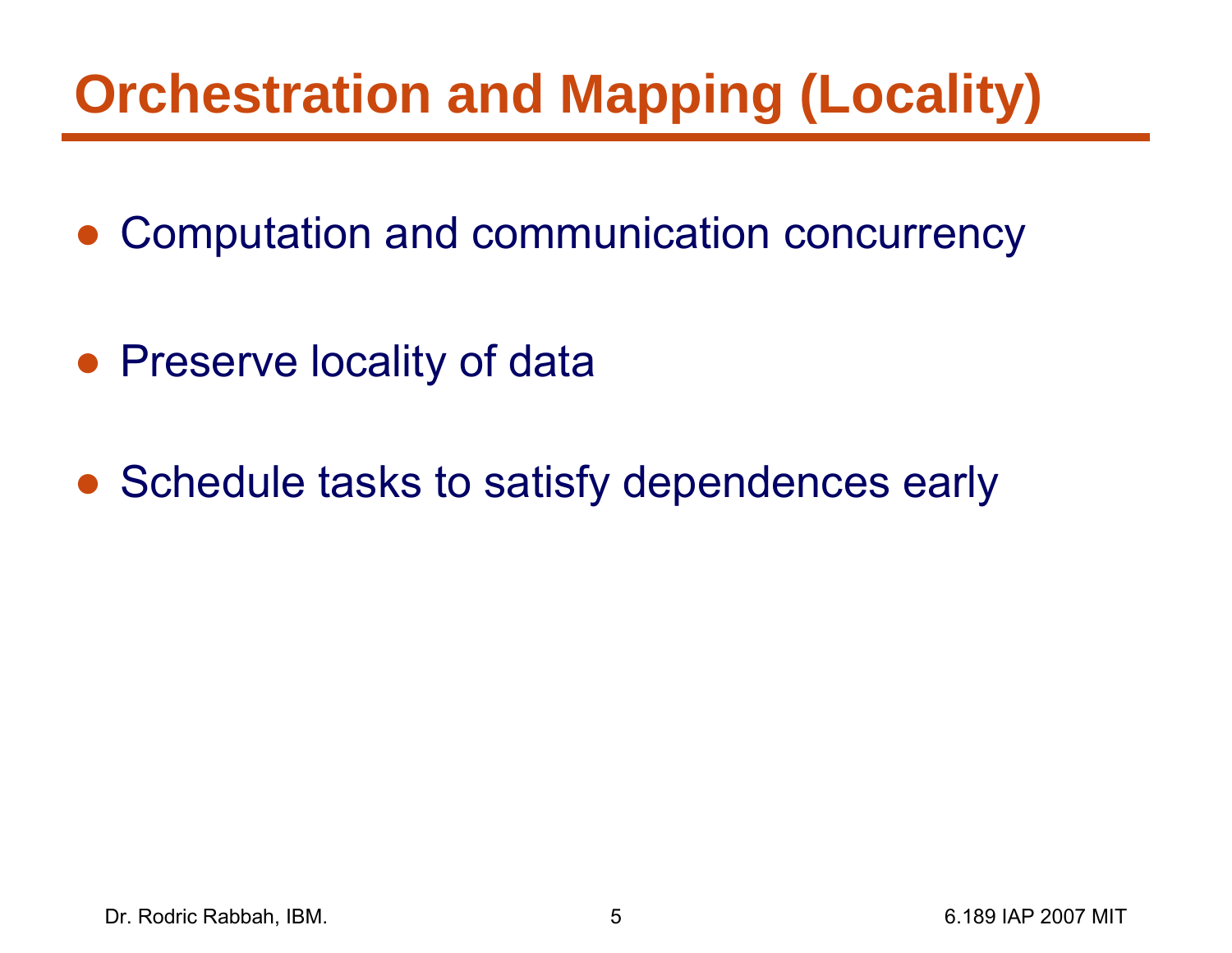# Orchestration and Mapping (Locality)

- Computation and communication concurrency
- Preserve locality of data
- Schedule tasks to satisfy dependences early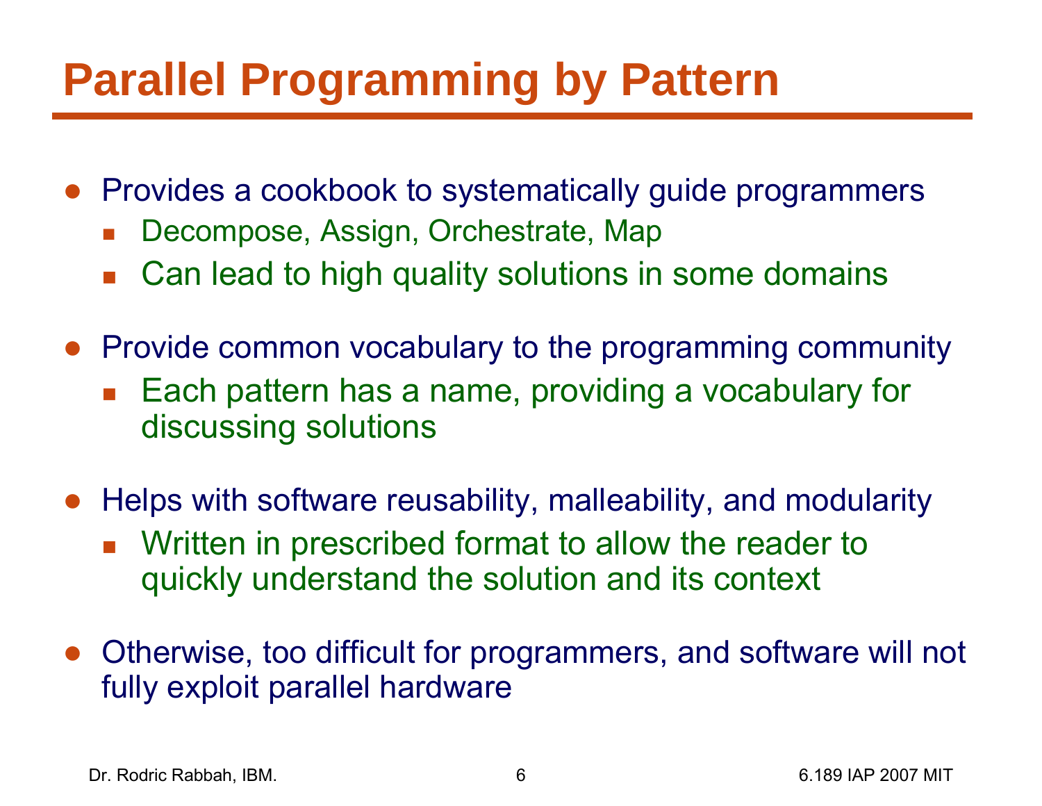# Parallel Programming by Pattern

- Provides a cookbook to systematically guide programmers
  - Decompose, Assign, Orchestrate, Map
  - Can lead to high quality solutions in some domains
- Provide common vocabulary to the programming community
  - Each pattern has a name, providing a vocabulary for discussing solutions
- Helps with software reusability, malleability, and modularity
  - Written in prescribed format to allow the reader to quickly understand the solution and its context
- Otherwise, too difficult for programmers, and software will not fully exploit parallel hardware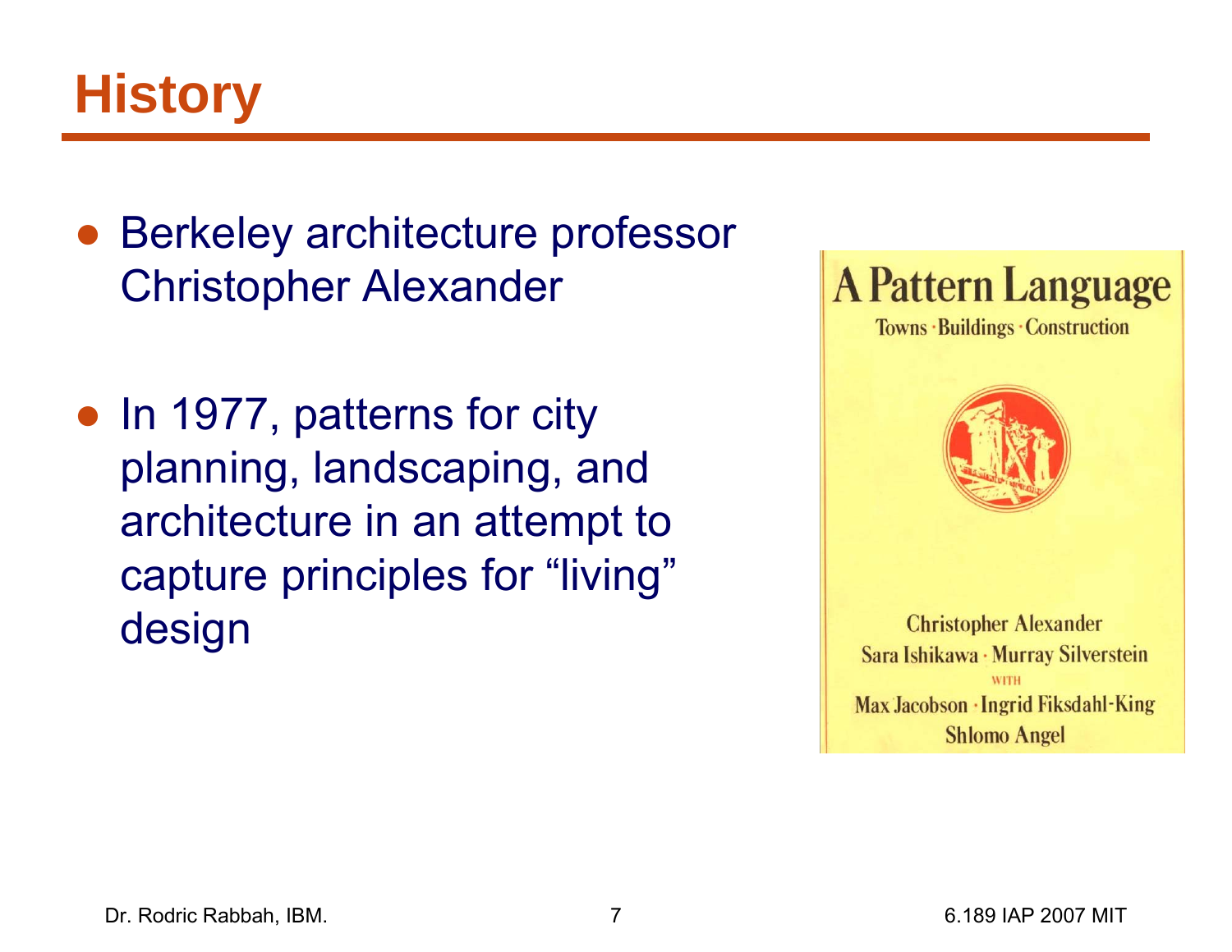# History

- Berkeley architecture professor Christopher Alexander

- In 1977, patterns for city planning, landscaping, and architecture in an attempt to capture principles for “living” design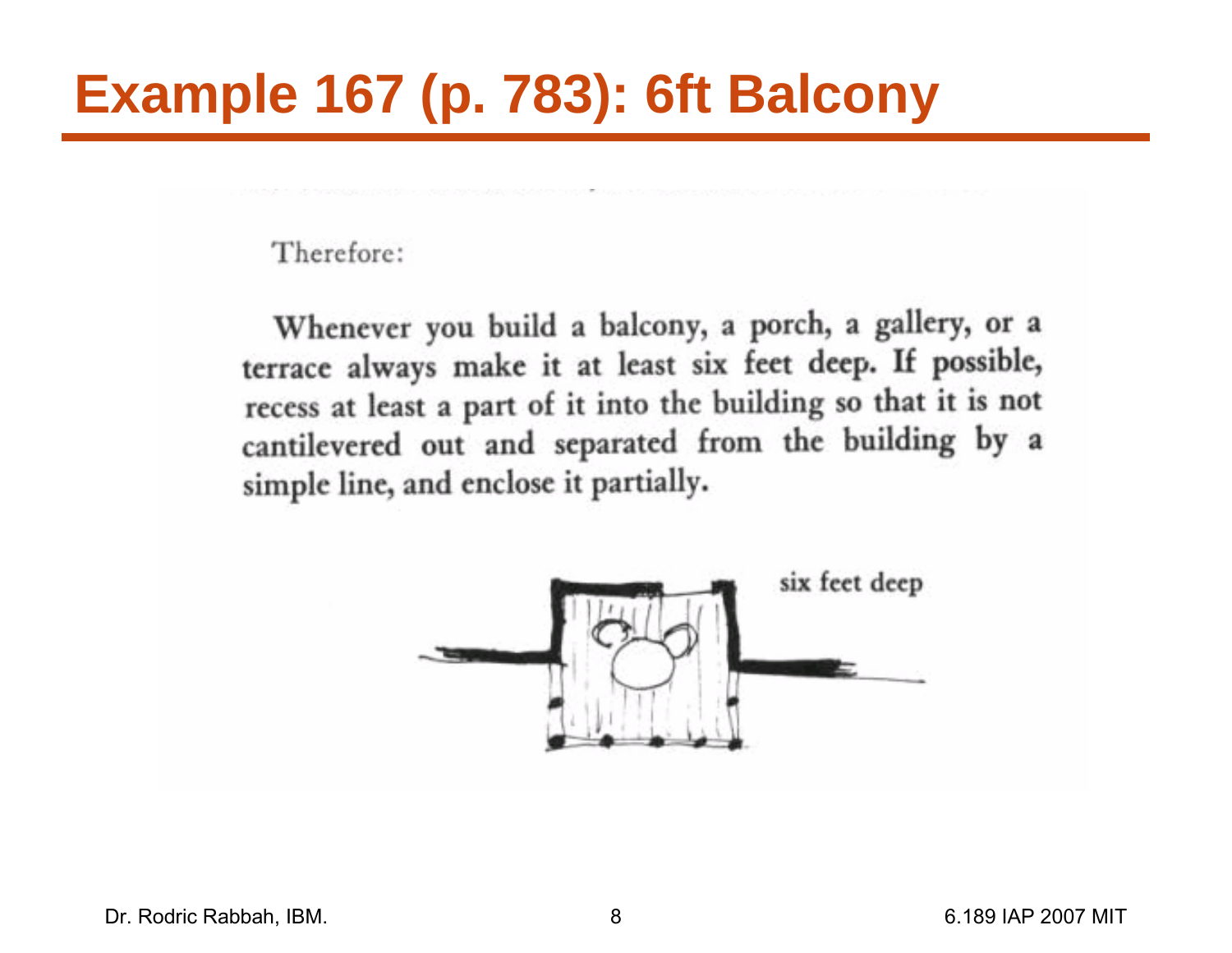# Example 167 (p. 783): 6ft Balcony

Therefore:

**Whenever you build a balcony, a porch, a gallery, or a terrace always make it at least six feet deep. If possible, recess at least a part of it into the building so that it is not cantilevered out and separated from the building by a simple line, and enclose it partially.**

six feet deep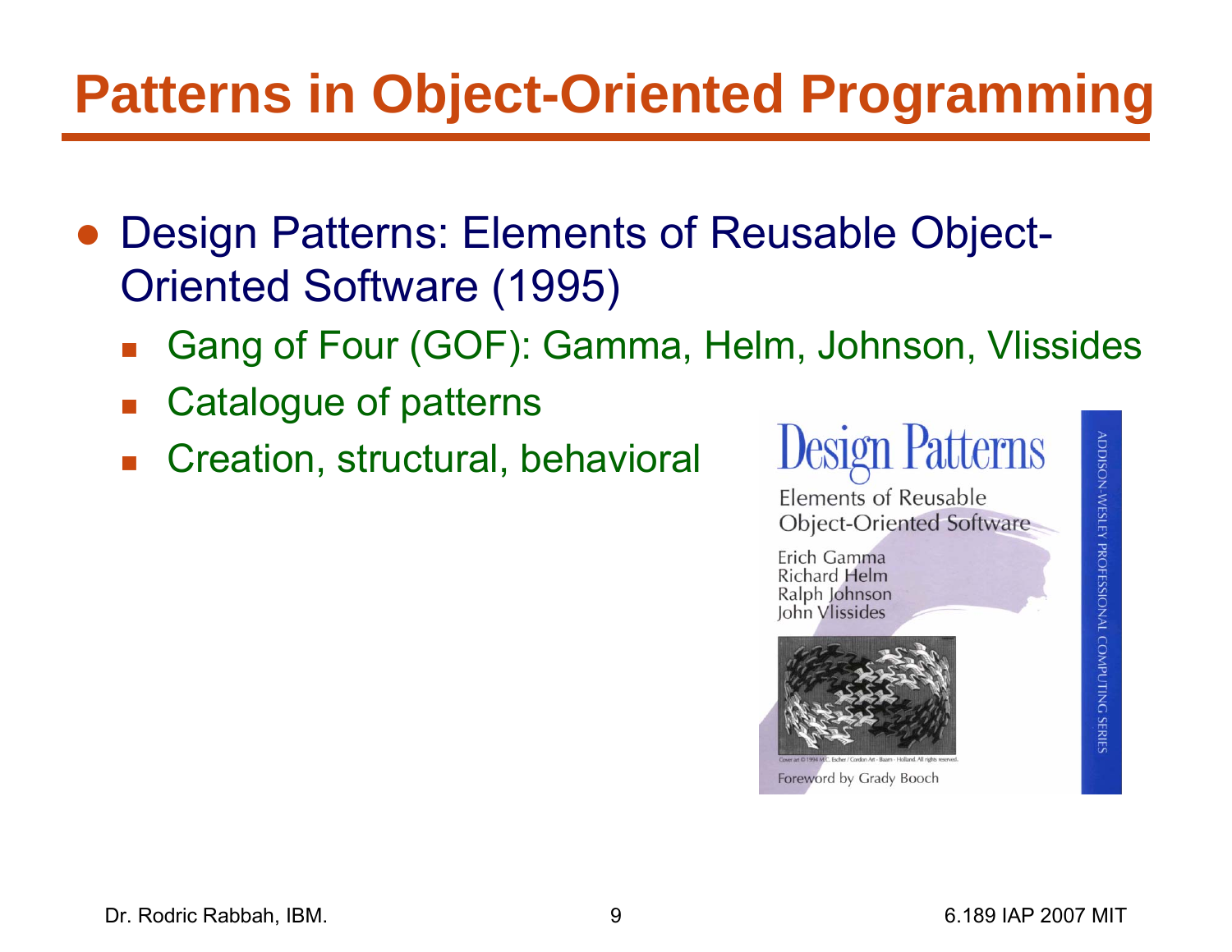# Patterns in Object-Oriented Programming

- Design Patterns: Elements of Reusable Object-Oriented Software (1995)
  - Gang of Four (GOF): Gamma, Helm, Johnson, Vlissides
  - Catalogue of patterns
  - Creation, structural, behavioral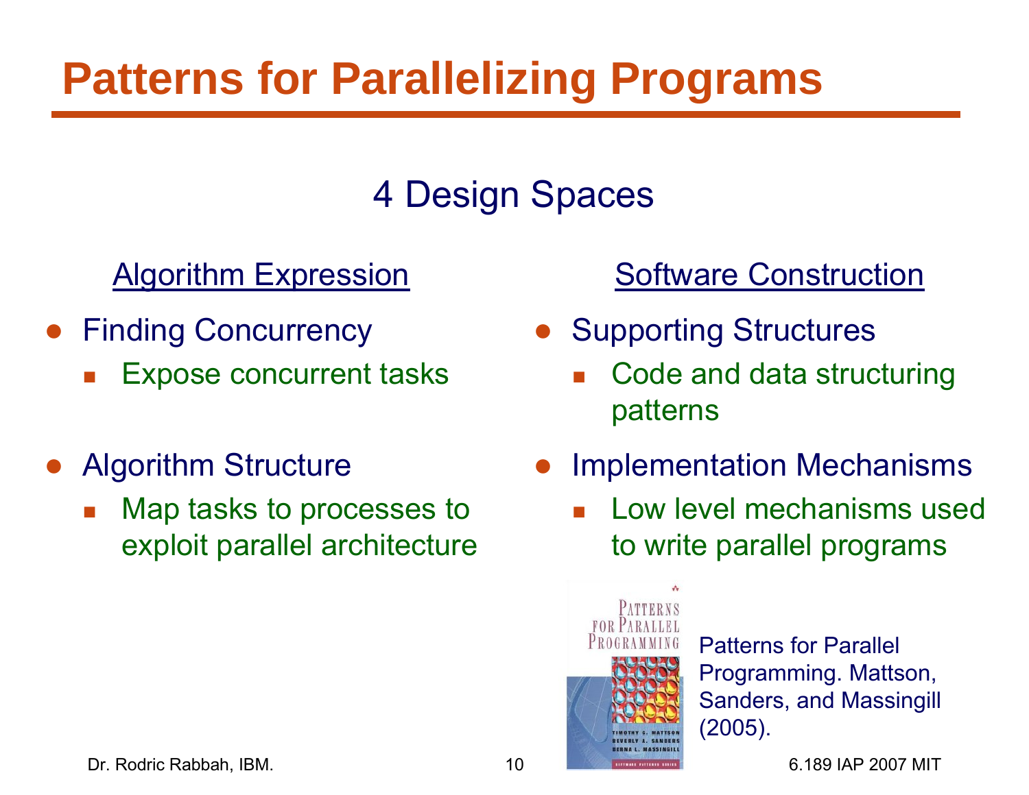# Patterns for Parallelizing Programs

## 4 Design Spaces

### Algorithm Expression

- Finding Concurrency
  - Expose concurrent tasks
- Algorithm Structure
  - Map tasks to processes to exploit parallel architecture

### Software Construction

- Supporting Structures
  - Code and data structuring patterns
- Implementation Mechanisms
  - Low level mechanisms used to write parallel programs

Patterns for Parallel Programming. Mattson, Sanders, and Massingill (2005).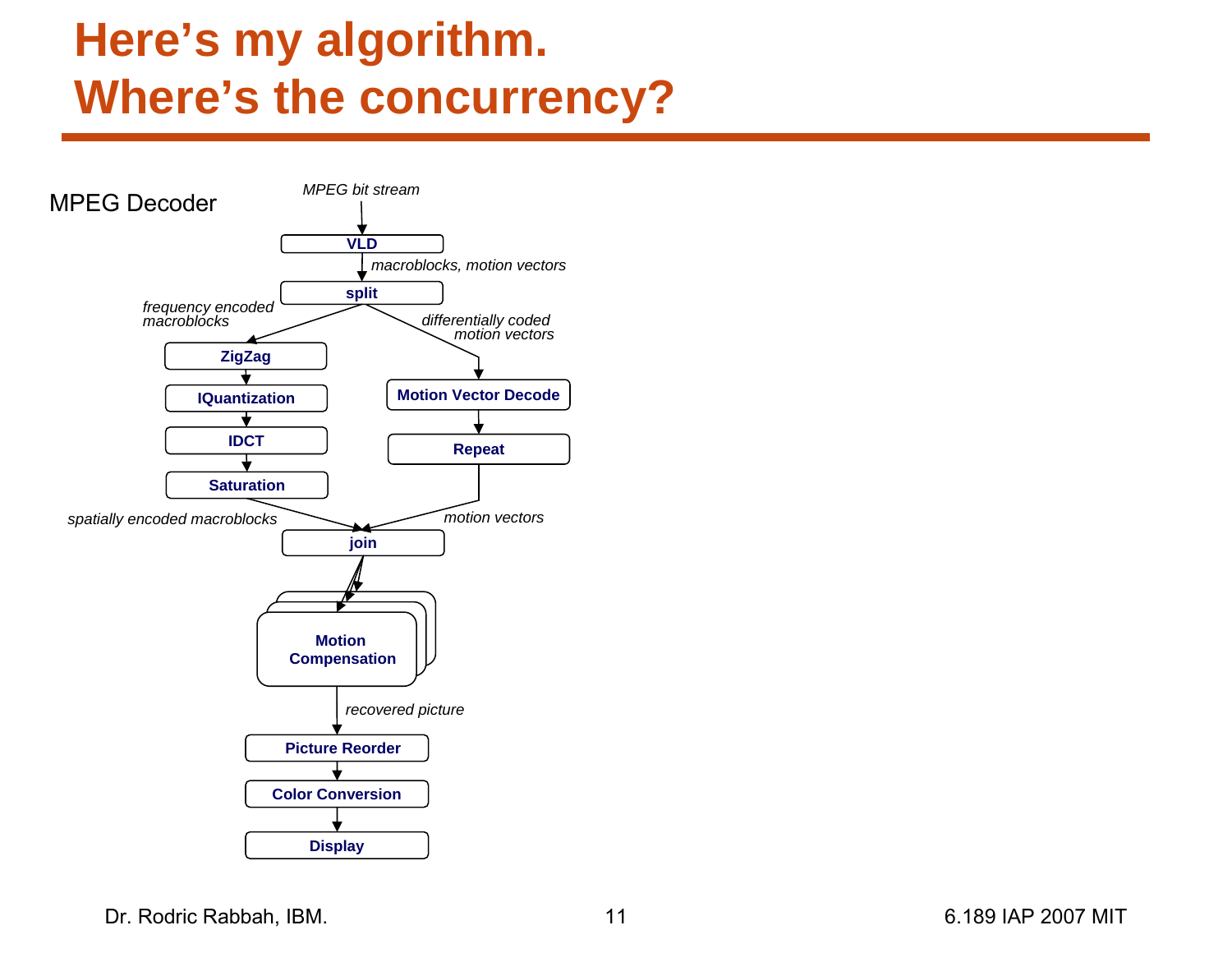# Here's my algorithm. Where's the concurrency?

MPEG Decoder

*MPEG bit stream*

**VLD**

*macroblocks, motion vectors*

**split**

*frequency encoded macroblocks*

*differentially coded motion vectors*

**ZigZag**

**IQuantization**

**IDCT**

**Saturation**

**Motion Vector Decode**

**Repeat**

*spatially encoded macroblocks*

*motion vectors*

**join**

**Motion Compensation**

*recovered picture*

**Picture Reorder**

**Color Conversion**

**Display**

Dr. Rodric Rabbah, IBM.

6.189 IAP 2007 MIT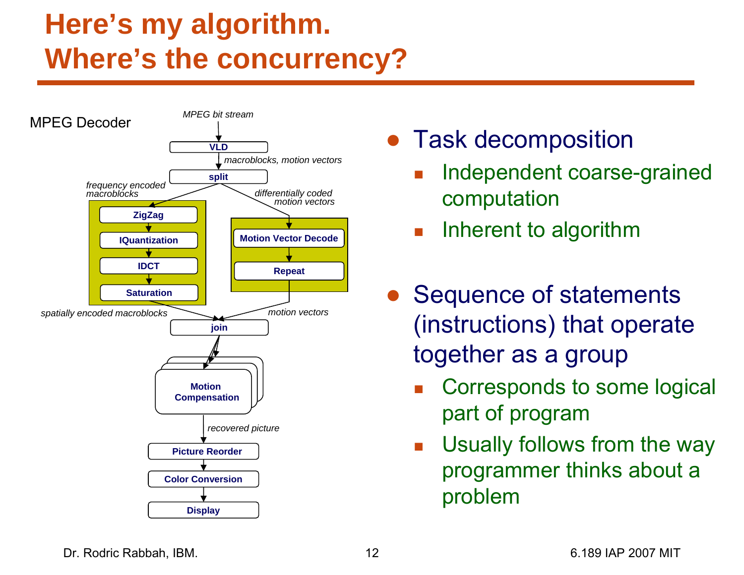# Here's my algorithm. Where's the concurrency?

MPEG Decoder

*MPEG bit stream*

**VLD**

*macroblocks, motion vectors*

**split**

*frequency encoded macroblocks*

**ZigZag**

**IQuantization**

**IDCT**

**Saturation**

*differentially coded motion vectors*

**Motion Vector Decode**

**Repeat**

*spatially encoded macroblocks*

*motion vectors*

**join**

**Motion Compensation**

*recovered picture*

**Picture Reorder**

**Color Conversion**

**Display**

- Task decomposition
  - Independent coarse-grained computation
  - Inherent to algorithm
- Sequence of statements (instructions) that operate together as a group
  - Corresponds to some logical part of program
  - Usually follows from the way programmer thinks about a problem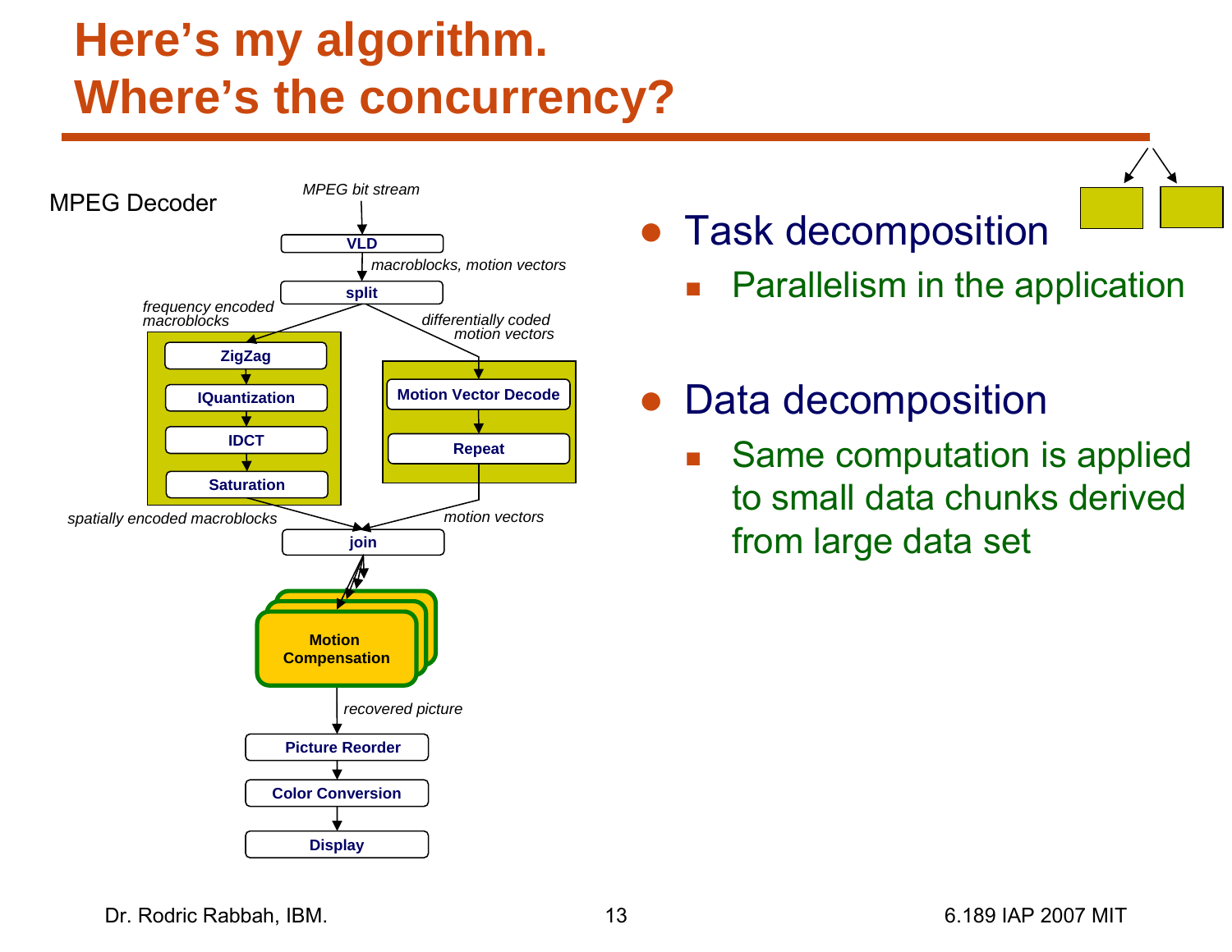# Here's my algorithm. Where's the concurrency?

MPEG Decoder

*MPEG bit stream*

- VLD
  - *macroblocks, motion vectors*
- split
  - *frequency encoded macroblocks*
    - ZigZag
    - IQuantization
    - IDCT
    - Saturation
    - *spatially encoded macroblocks*
  - *differentially coded motion vectors*
    - Motion Vector Decode
    - Repeat
    - *motion vectors*
- join
- Motion Compensation
  - *recovered picture*
- Picture Reorder
- Color Conversion
- Display

- Task decomposition
  - Parallelism in the application
- Data decomposition
  - Same computation is applied to small data chunks derived from large data set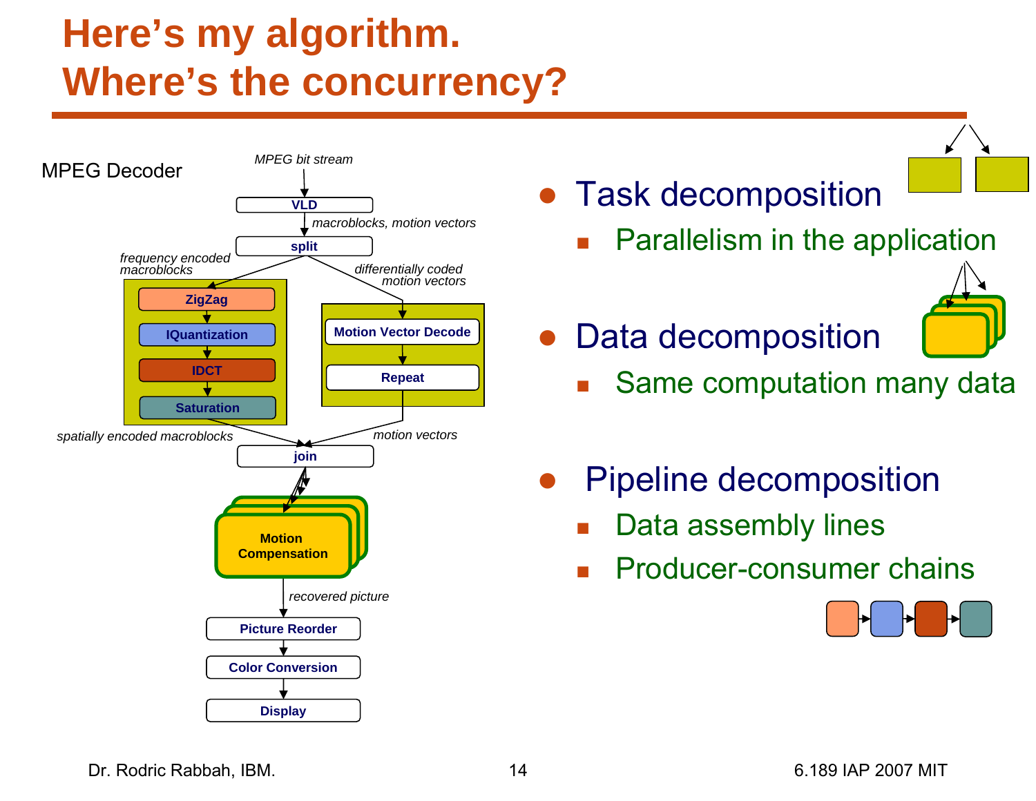# Here's my algorithm. Where's the concurrency?

MPEG Decoder

*MPEG bit stream*

VLD

*macroblocks, motion vectors*

split

*frequency encoded macroblocks*

ZigZag → IQuantization → IDCT → Saturation

*differentially coded motion vectors*

Motion Vector Decode → Repeat

*spatially encoded macroblocks*

*motion vectors*

join

Motion Compensation

*recovered picture*

Picture Reorder → Color Conversion → Display

- Task decomposition
  - Parallelism in the application
- Data decomposition
  - Same computation many data
- Pipeline decomposition
  - Data assembly lines
  - Producer-consumer chains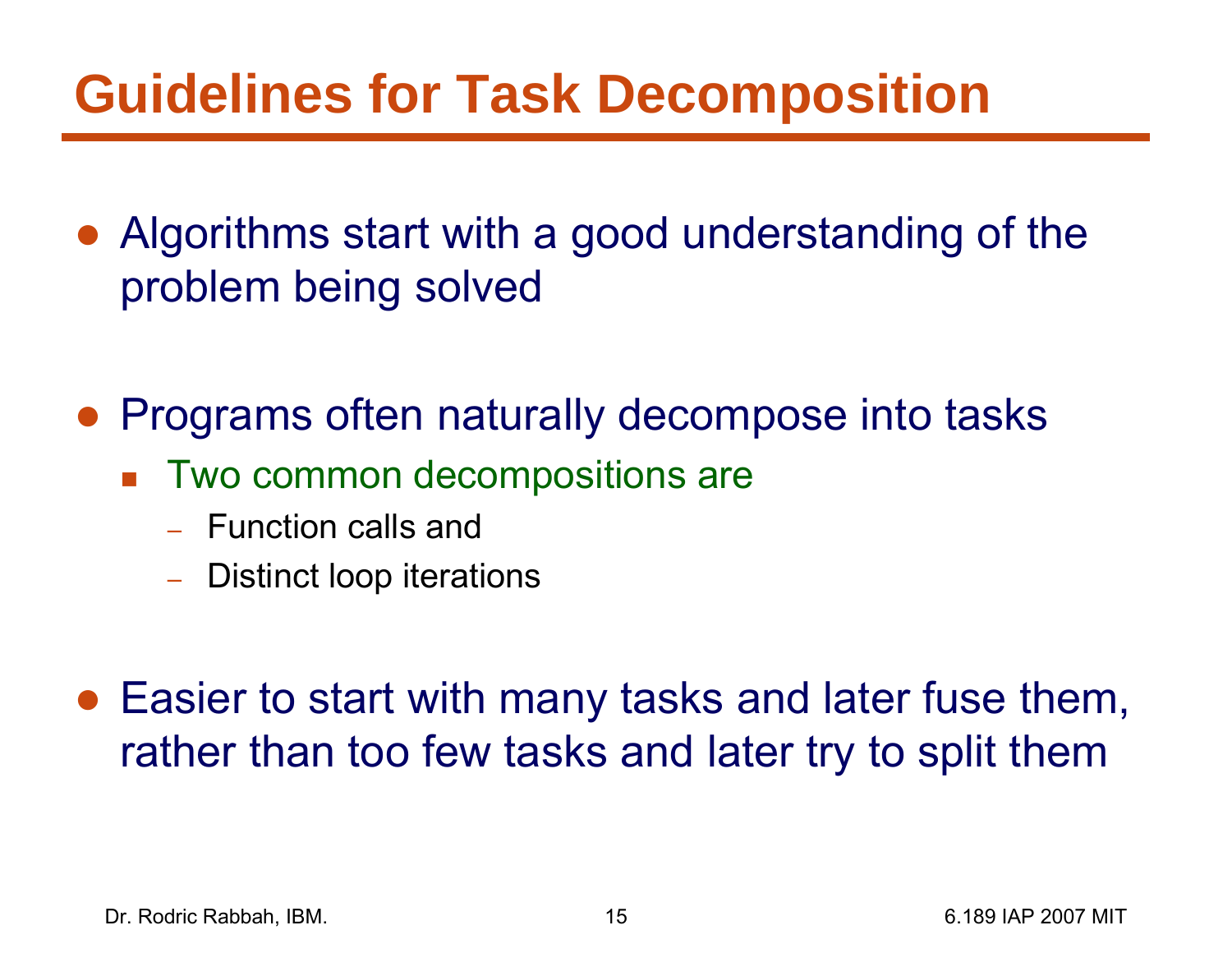# Guidelines for Task Decomposition

- Algorithms start with a good understanding of the problem being solved

- Programs often naturally decompose into tasks
  - Two common decompositions are
    - Function calls and
    - Distinct loop iterations

- Easier to start with many tasks and later fuse them, rather than too few tasks and later try to split them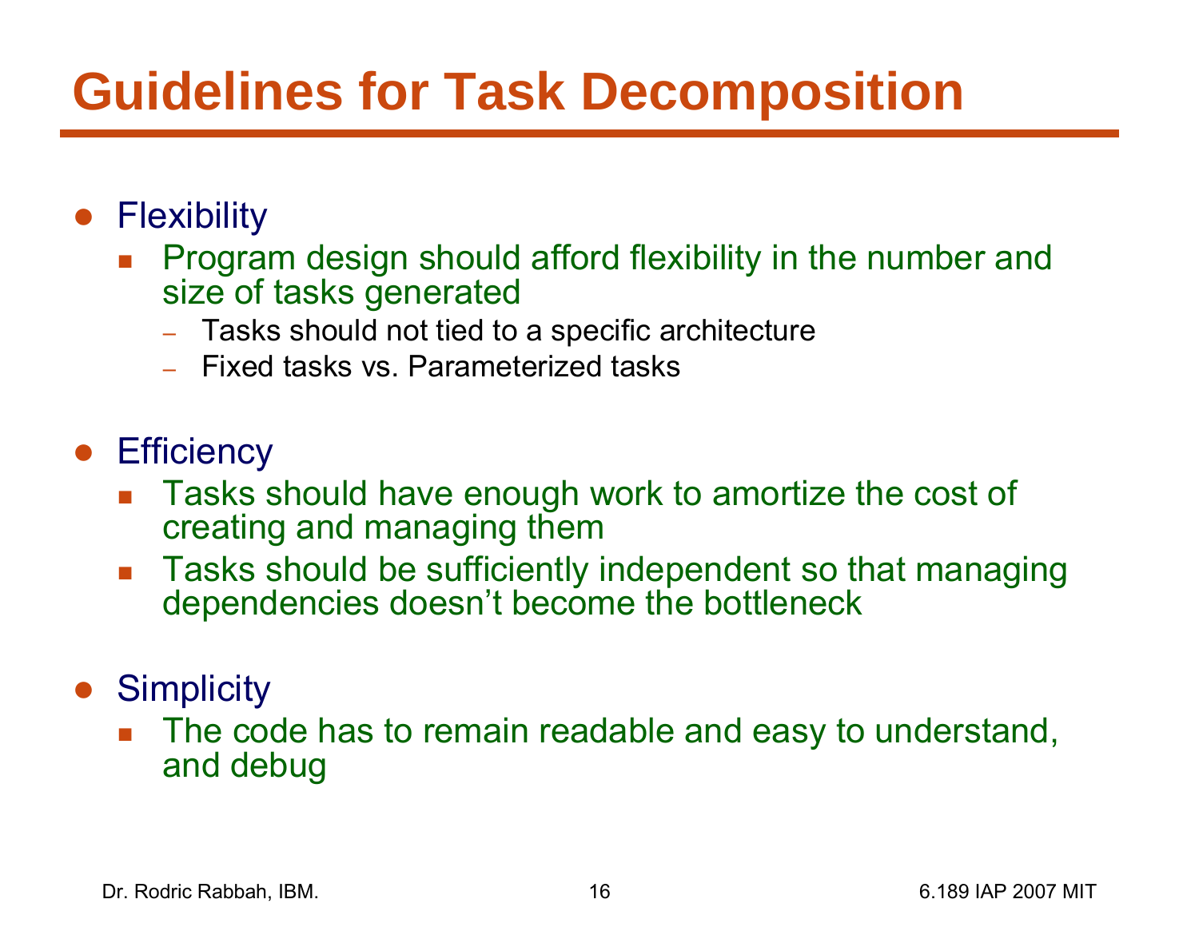# Guidelines for Task Decomposition

- Flexibility
  - Program design should afford flexibility in the number and size of tasks generated
    - Tasks should not tied to a specific architecture
    - Fixed tasks vs. Parameterized tasks
- Efficiency
  - Tasks should have enough work to amortize the cost of creating and managing them
  - Tasks should be sufficiently independent so that managing dependencies doesn't become the bottleneck
- Simplicity
  - The code has to remain readable and easy to understand, and debug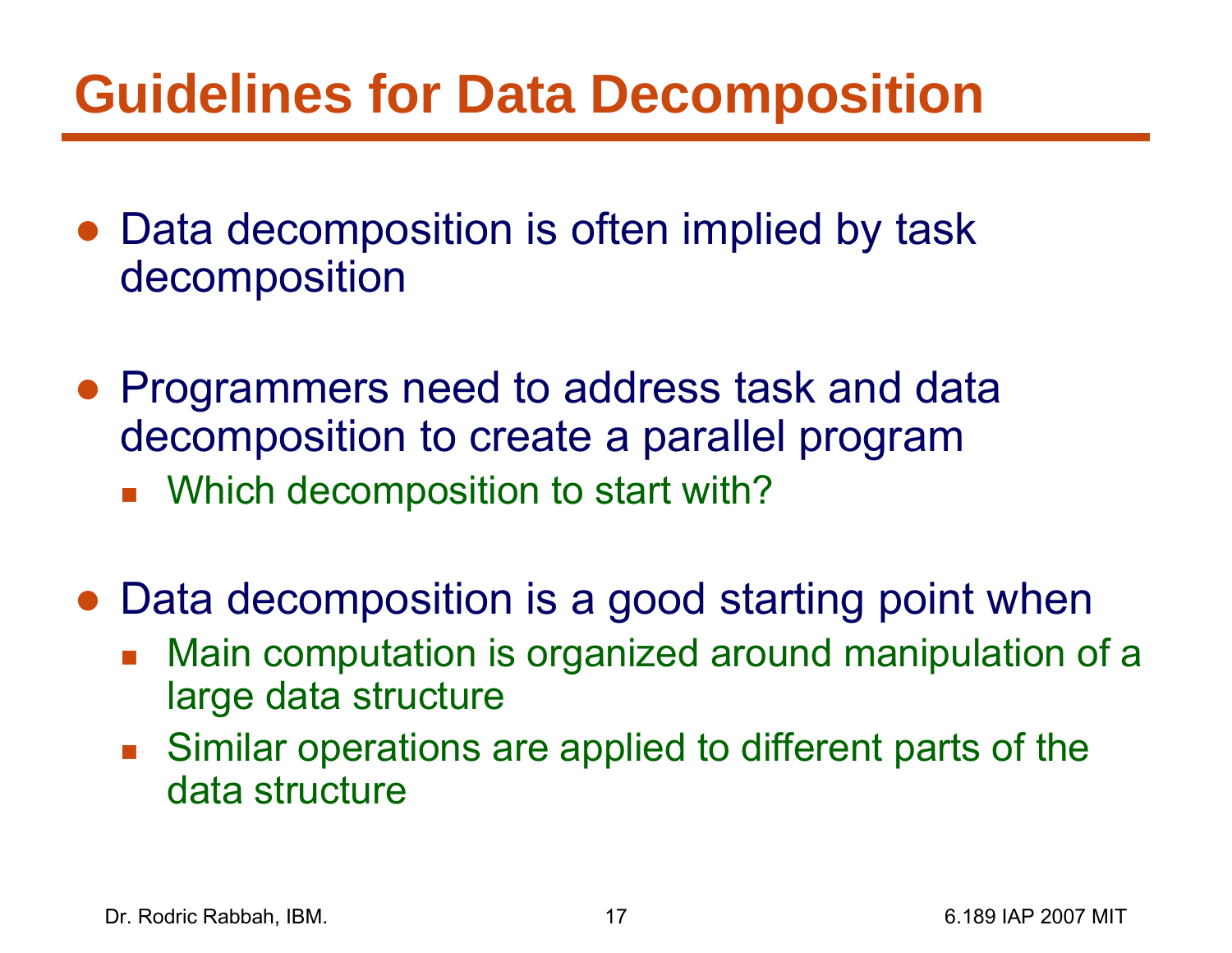# Guidelines for Data Decomposition

- Data decomposition is often implied by task decomposition
- Programmers need to address task and data decomposition to create a parallel program
  - Which decomposition to start with?
- Data decomposition is a good starting point when
  - Main computation is organized around manipulation of a large data structure
  - Similar operations are applied to different parts of the data structure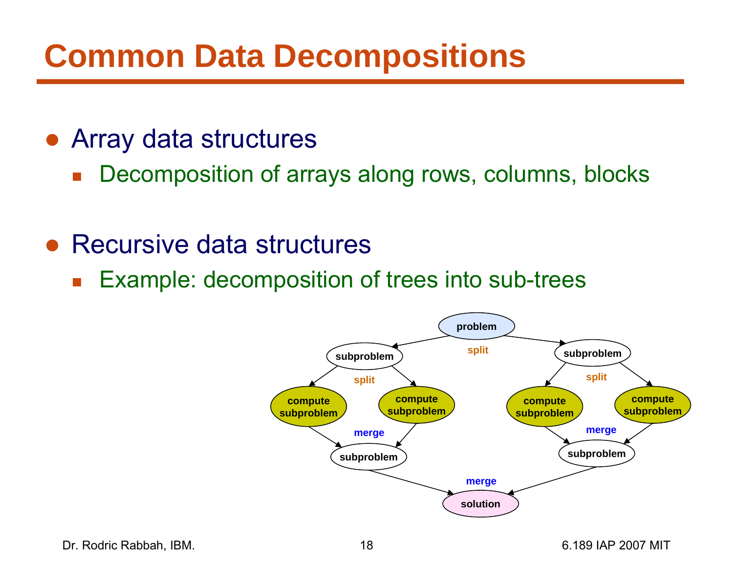# Common Data Decompositions

- Array data structures
  - Decomposition of arrays along rows, columns, blocks

- Recursive data structures
  - Example: decomposition of trees into sub-trees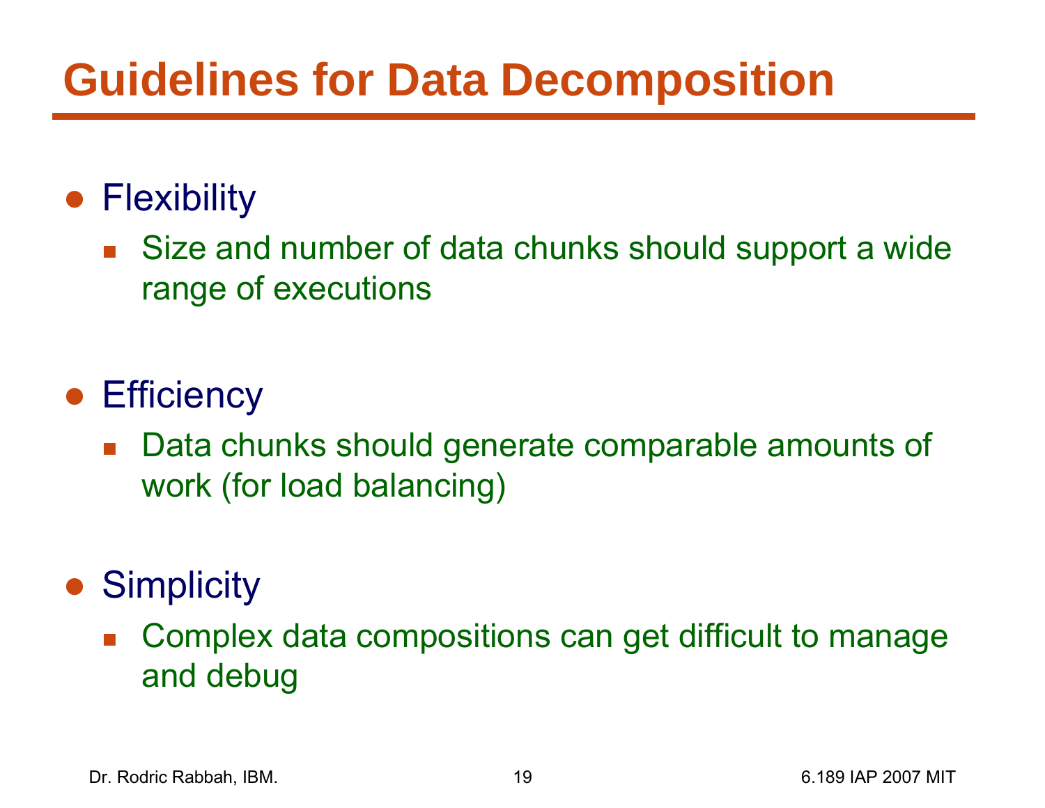# Guidelines for Data Decomposition

- Flexibility
  - Size and number of data chunks should support a wide range of executions
- Efficiency
  - Data chunks should generate comparable amounts of work (for load balancing)
- Simplicity
  - Complex data compositions can get difficult to manage and debug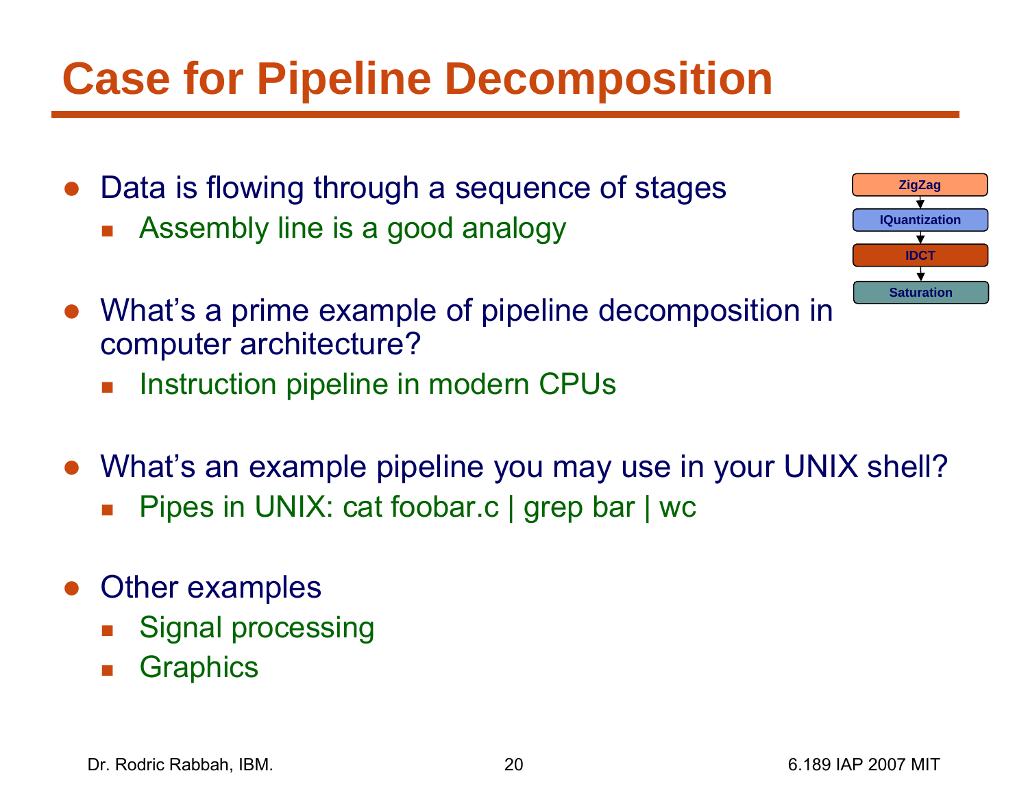# Case for Pipeline Decomposition

- Data is flowing through a sequence of stages
  - Assembly line is a good analogy

ZigZag → IQuantization → IDCT → Saturation

- What's a prime example of pipeline decomposition in computer architecture?
  - Instruction pipeline in modern CPUs

- What's an example pipeline you may use in your UNIX shell?
  - Pipes in UNIX: cat foobar.c | grep bar | wc

- Other examples
  - Signal processing
  - Graphics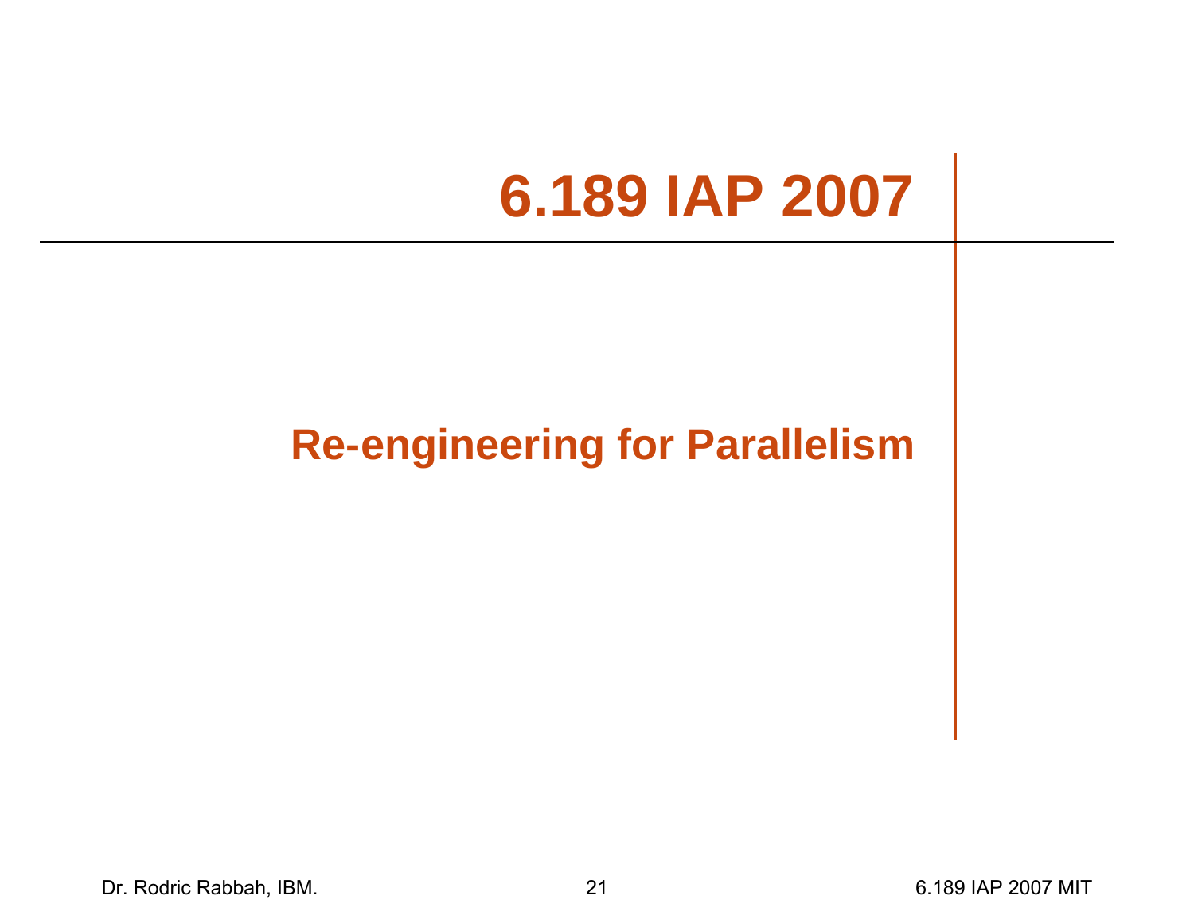# 6.189 IAP 2007

## Re-engineering for Parallelism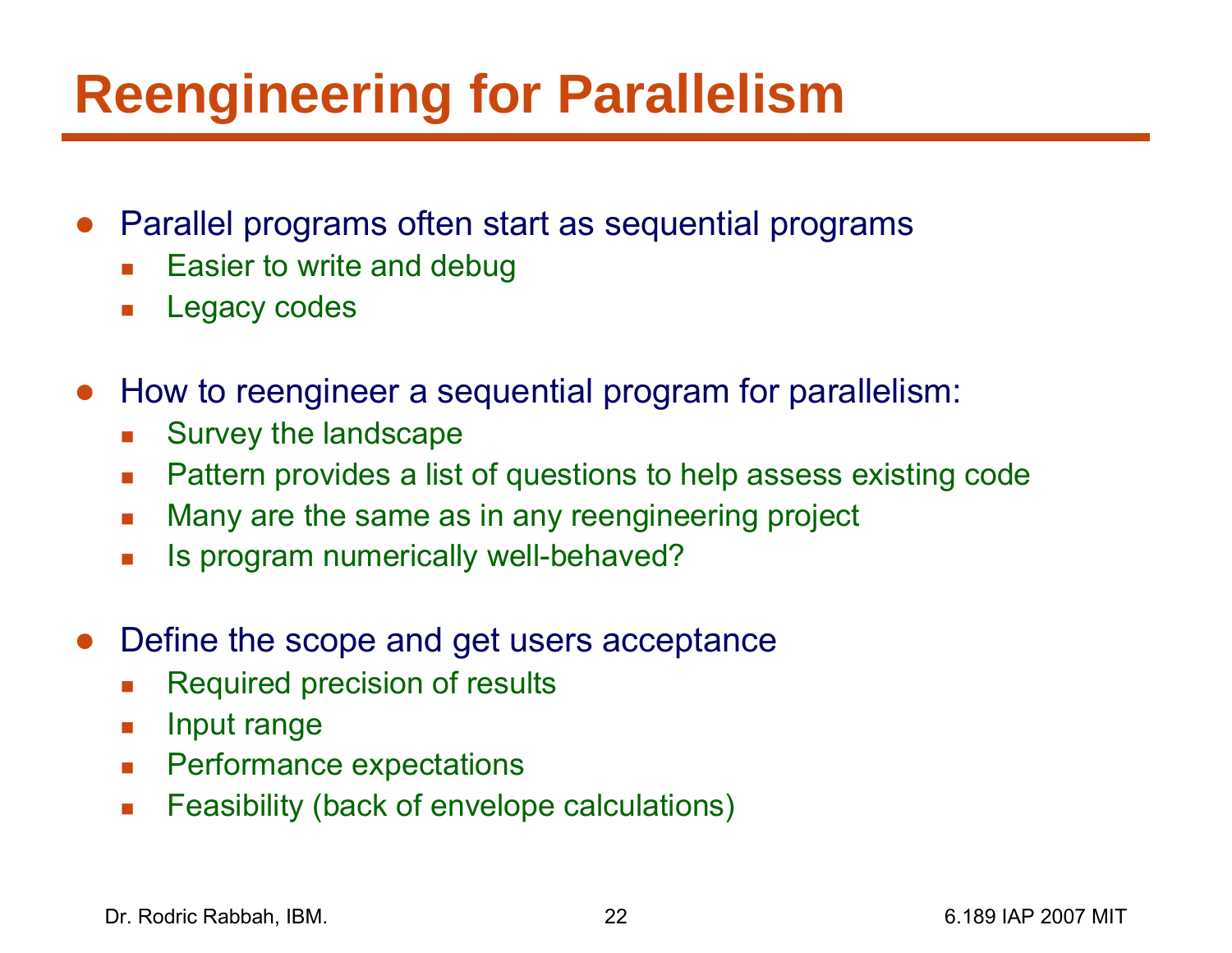# Reengineering for Parallelism

- Parallel programs often start as sequential programs
  - Easier to write and debug
  - Legacy codes

- How to reengineer a sequential program for parallelism:
  - Survey the landscape
  - Pattern provides a list of questions to help assess existing code
  - Many are the same as in any reengineering project
  - Is program numerically well-behaved?

- Define the scope and get users acceptance
  - Required precision of results
  - Input range
  - Performance expectations
  - Feasibility (back of envelope calculations)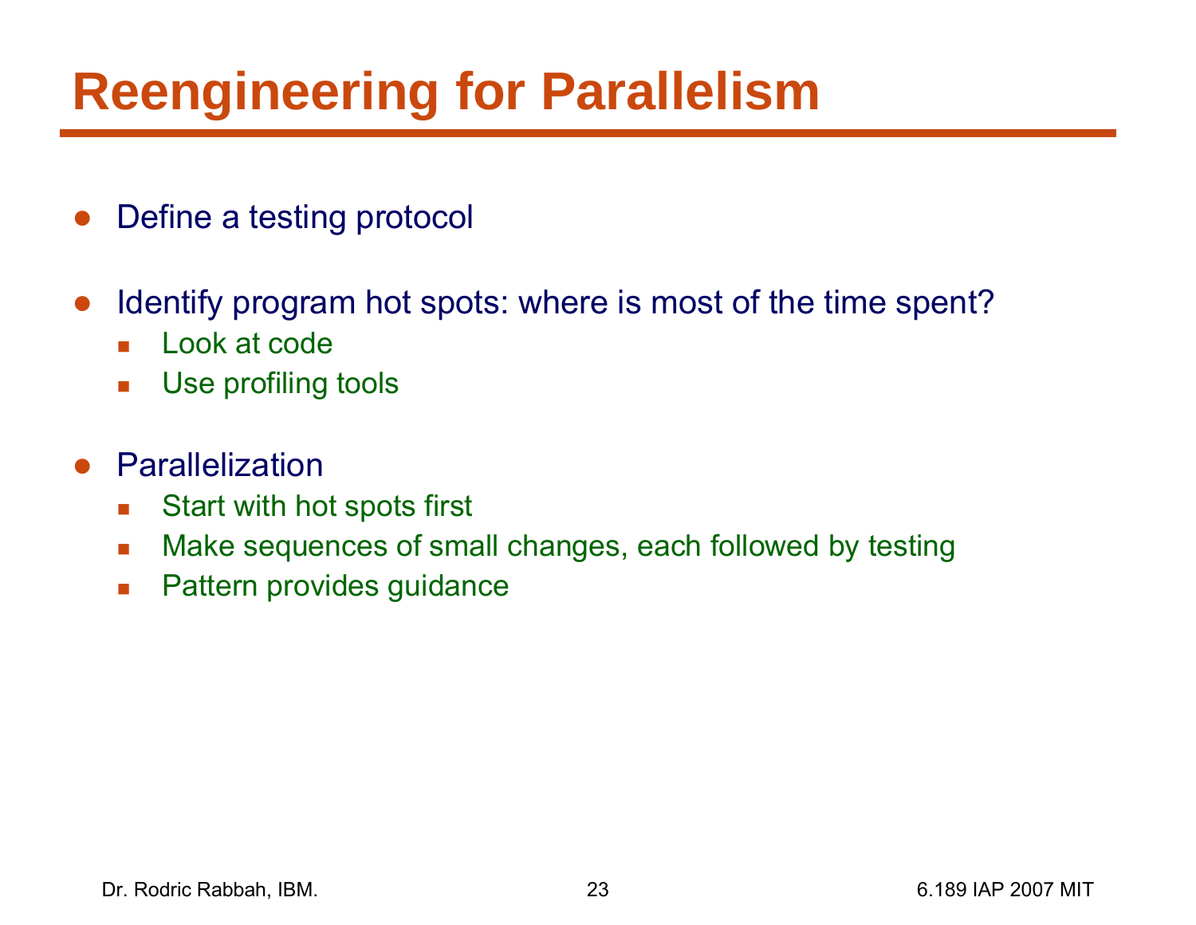# Reengineering for Parallelism

- Define a testing protocol
- Identify program hot spots: where is most of the time spent?
  - Look at code
  - Use profiling tools
- Parallelization
  - Start with hot spots first
  - Make sequences of small changes, each followed by testing
  - Pattern provides guidance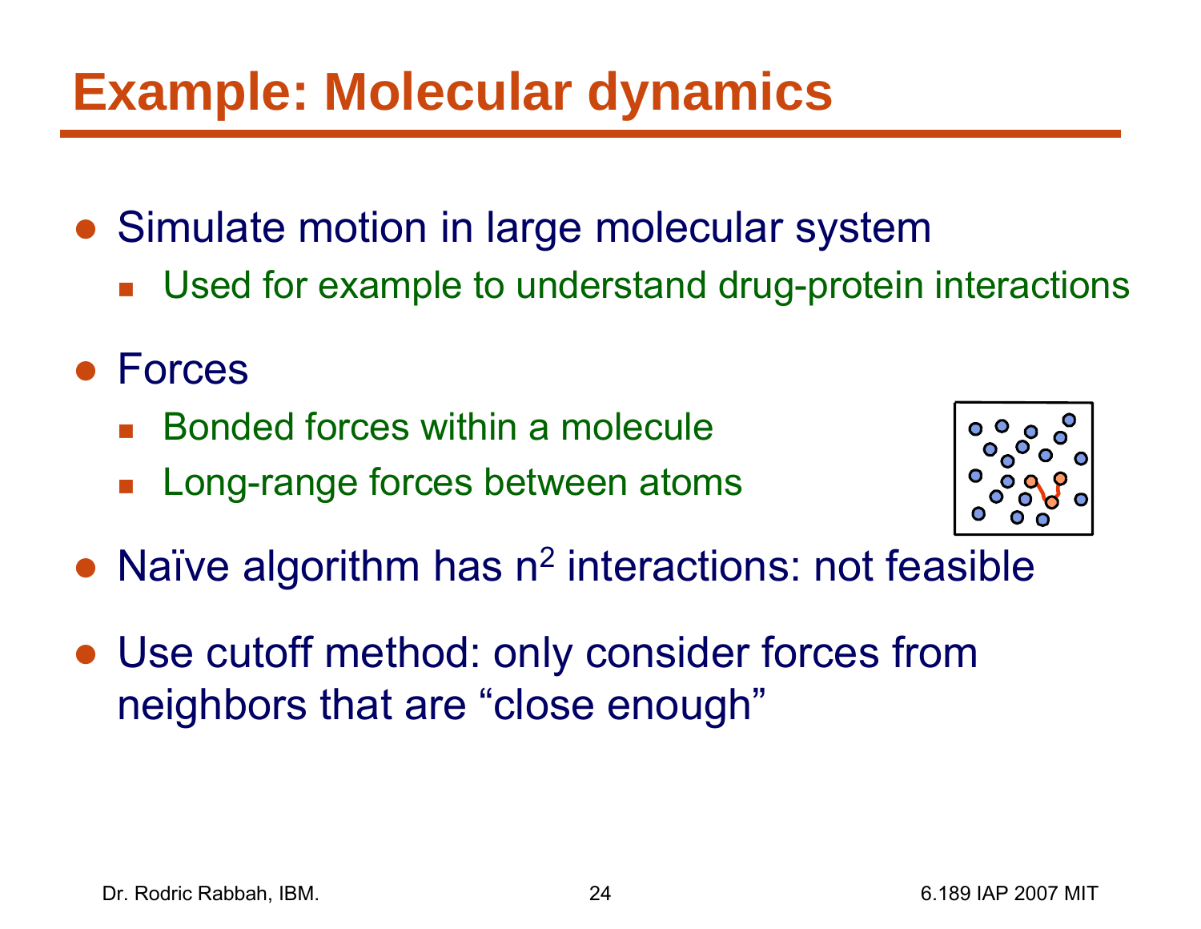# Example: Molecular dynamics

- Simulate motion in large molecular system
  - Used for example to understand drug-protein interactions
- Forces
  - Bonded forces within a molecule
  - Long-range forces between atoms
- Naïve algorithm has $n^2$ interactions: not feasible
- Use cutoff method: only consider forces from neighbors that are "close enough"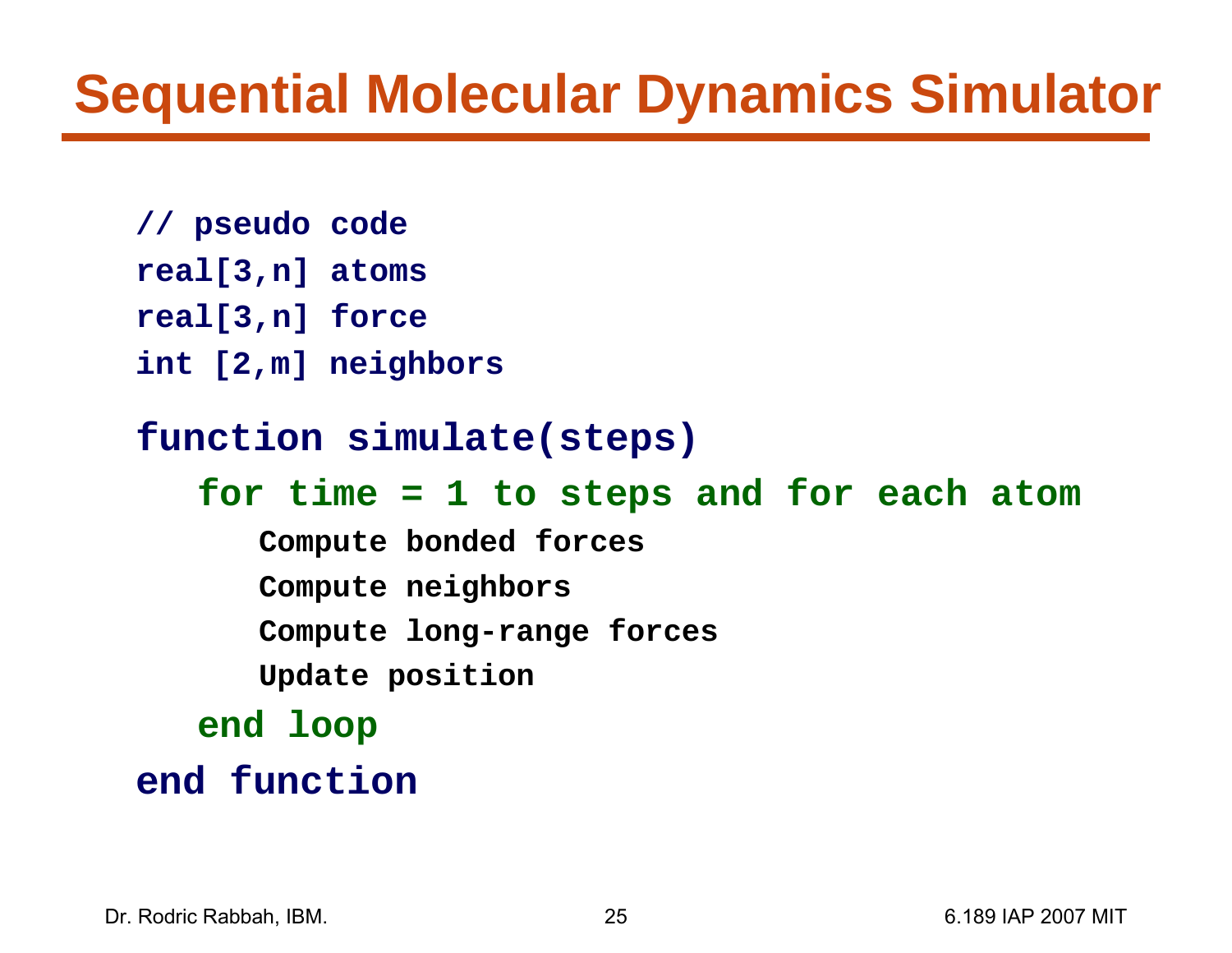# Sequential Molecular Dynamics Simulator

```
// pseudo code
real[3,n] atoms
real[3,n] force
int [2,m] neighbors

function simulate(steps)
   for time = 1 to steps and for each atom
      Compute bonded forces
      Compute neighbors
      Compute long-range forces
      Update position
   end loop
end function
```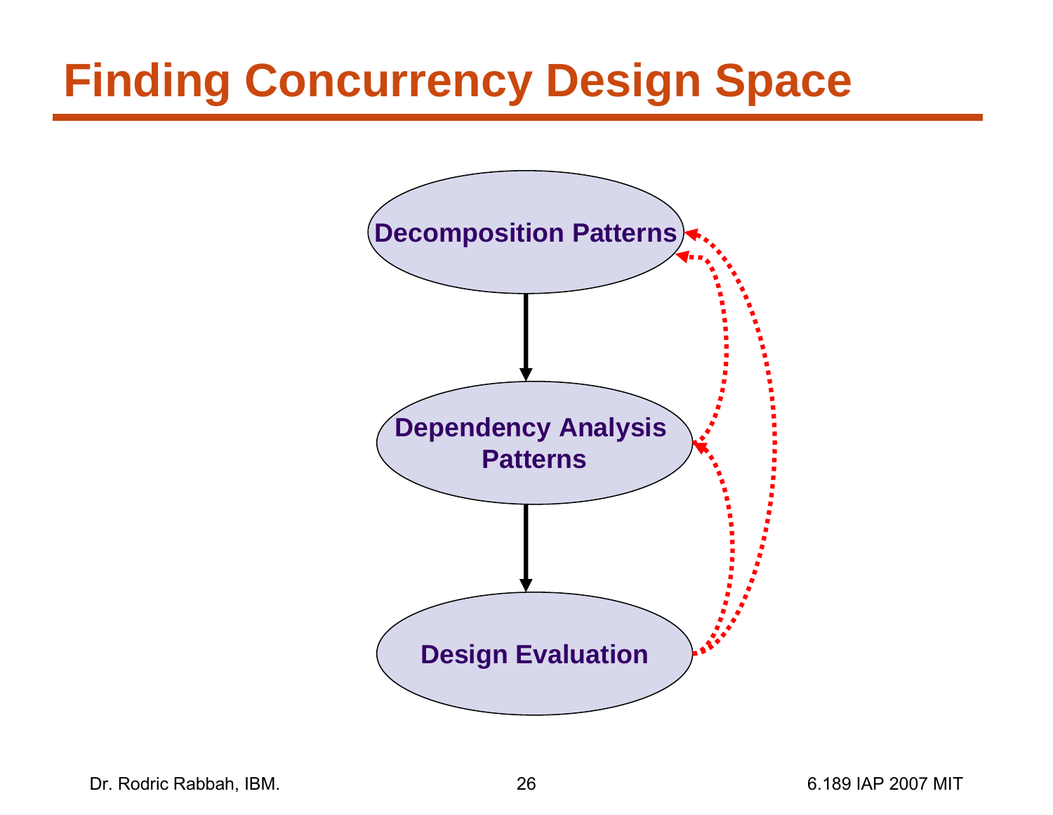# Finding Concurrency Design Space

Decomposition Patterns

Dependency Analysis Patterns

Design Evaluation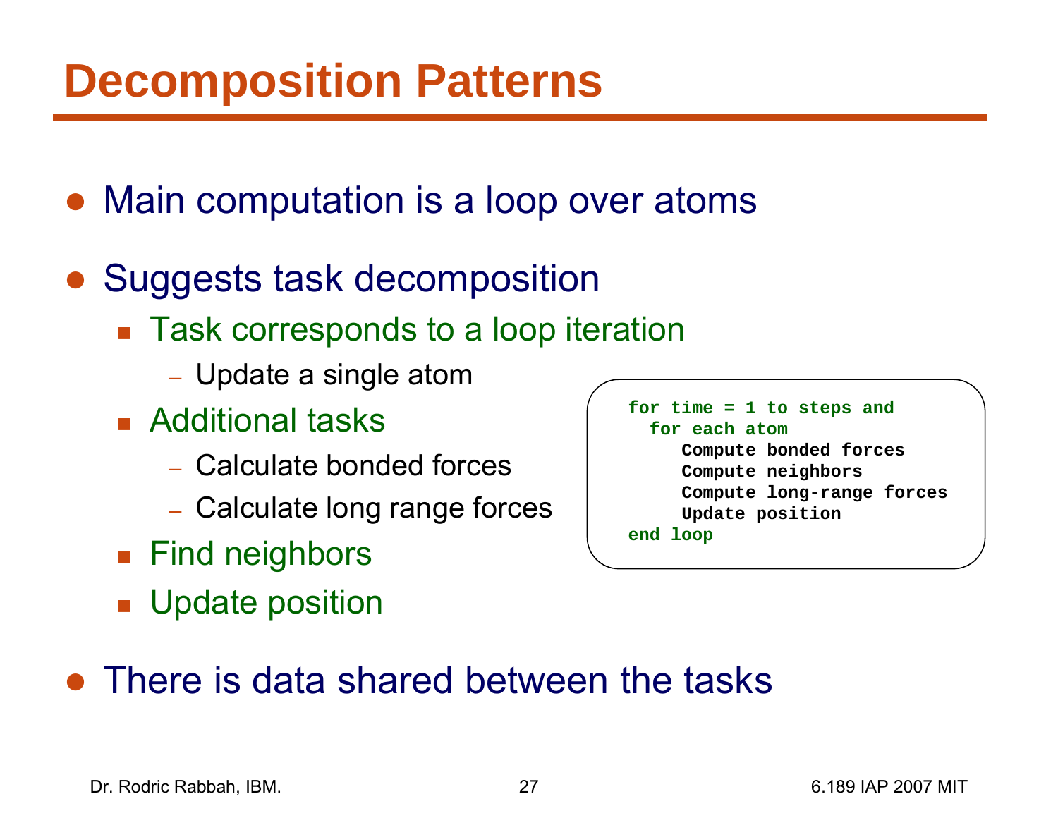# Decomposition Patterns

- Main computation is a loop over atoms
- Suggests task decomposition
  - Task corresponds to a loop iteration
    - Update a single atom
  - Additional tasks
    - Calculate bonded forces
    - Calculate long range forces
  - Find neighbors
  - Update position
- There is data shared between the tasks

```
for time = 1 to steps and
  for each atom
     Compute bonded forces
     Compute neighbors
     Compute long-range forces
     Update position
end loop
```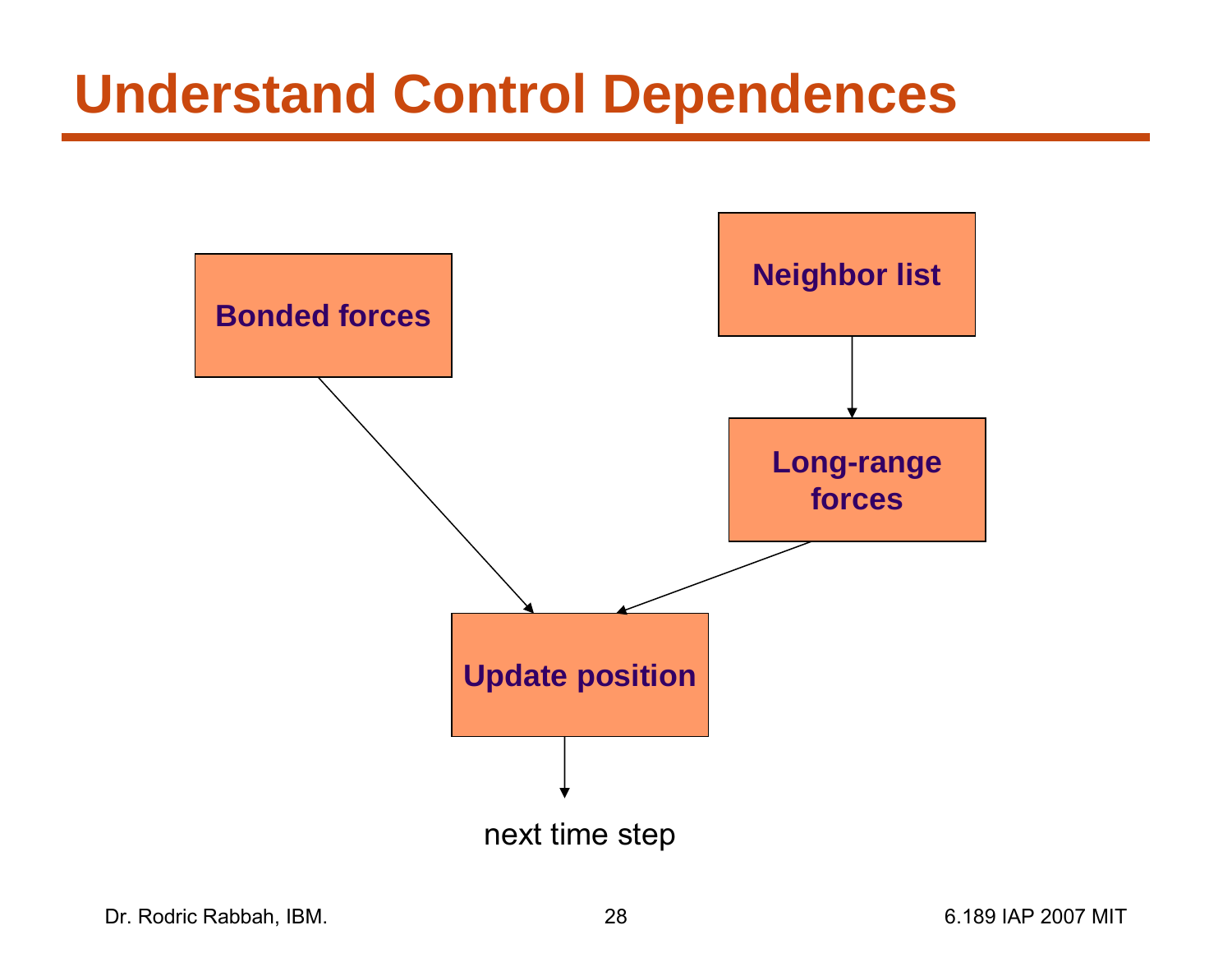# Understand Control Dependences

Bonded forces

Neighbor list

Long-range forces

Update position

next time step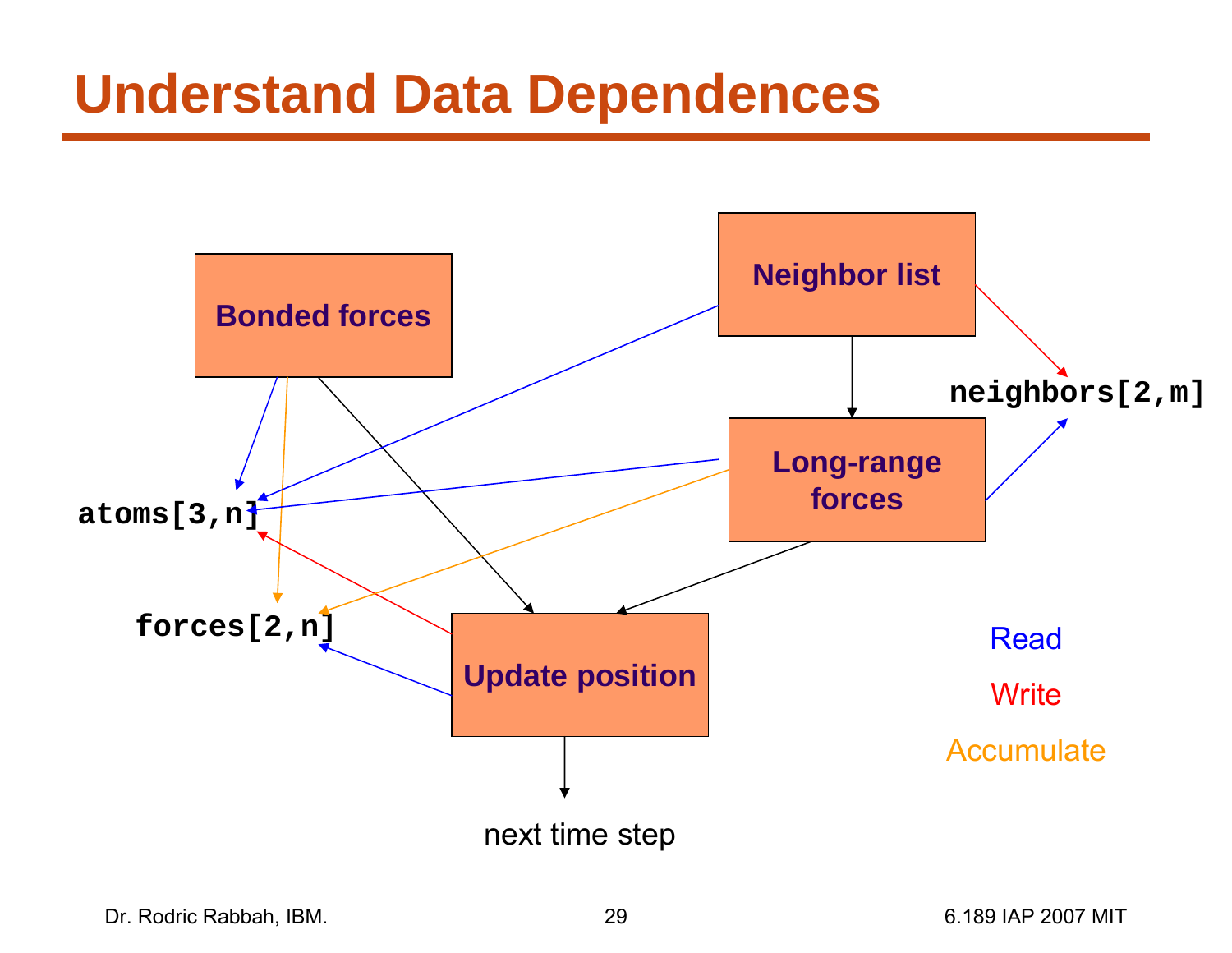# Understand Data Dependences

Bonded forces

Neighbor list

neighbors[2,m]

Long-range forces

atoms[3,n]

forces[2,n]

Update position

next time step

Read

Write

Accumulate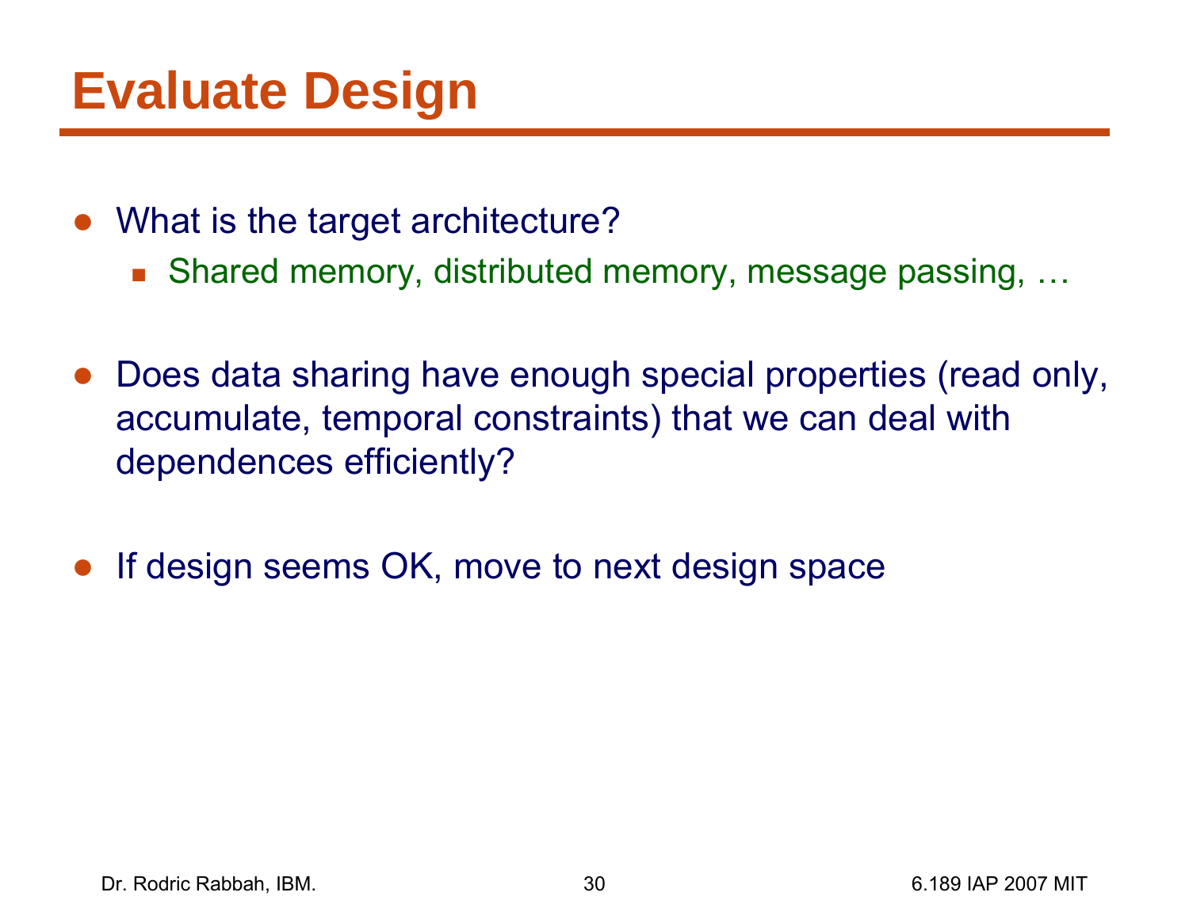# Evaluate Design

- What is the target architecture?
  - Shared memory, distributed memory, message passing, …
- Does data sharing have enough special properties (read only, accumulate, temporal constraints) that we can deal with dependences efficiently?
- If design seems OK, move to next design space